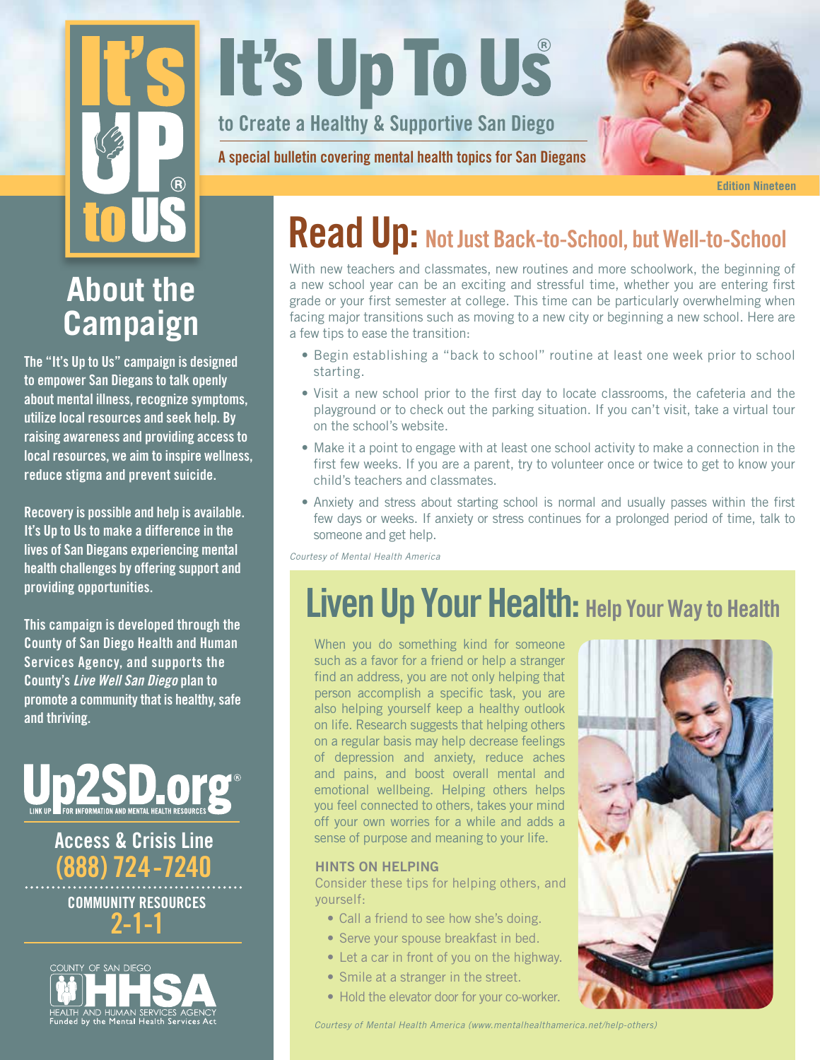# It's Up To Us®

to Create a Healthy & Supportive San Diego

**A special bulletin covering mental health topics for San Diegans**

**Edition Nineteen**

## About the Campaign

**The "It's Up to Us" campaign is designed to empower San Diegans to talk openly about mental illness, recognize symptoms, utilize local resources and seek help. By raising awareness and providing access to local resources, we aim to inspire wellness, reduce stigma and prevent suicide.**

**Recovery is possible and help is available. It's Up to Us to make a difference in the lives of San Diegans experiencing mental health challenges by offering support and providing opportunities.**

**This campaign is developed through the County of San Diego Health and Human Services Agency, and supports the County's *Live Well San Diego* plan to promote a community that is healthy, safe and thriving.**

**Up2SD.org®**
LINK UP FOR INFORMATION AND MENTAL HEALTH RESOURCES

**Access & Crisis Line**
**(888) 724-7240**

**COMMUNITY RESOURCES**
**2-1-1**

COUNTY OF SAN DIEGO HHSA
HEALTH AND HUMAN SERVICES AGENCY
Funded by the Mental Health Services Act

## Read Up: Not Just Back-to-School, but Well-to-School

With new teachers and classmates, new routines and more schoolwork, the beginning of a new school year can be an exciting and stressful time, whether you are entering first grade or your first semester at college. This time can be particularly overwhelming when facing major transitions such as moving to a new city or beginning a new school. Here are a few tips to ease the transition:

- Begin establishing a "back to school" routine at least one week prior to school starting.
- Visit a new school prior to the first day to locate classrooms, the cafeteria and the playground or to check out the parking situation. If you can't visit, take a virtual tour on the school's website.
- Make it a point to engage with at least one school activity to make a connection in the first few weeks. If you are a parent, try to volunteer once or twice to get to know your child's teachers and classmates.
- Anxiety and stress about starting school is normal and usually passes within the first few days or weeks. If anxiety or stress continues for a prolonged period of time, talk to someone and get help.

*Courtesy of Mental Health America*

## Liven Up Your Health: Help Your Way to Health

When you do something kind for someone such as a favor for a friend or help a stranger find an address, you are not only helping that person accomplish a specific task, you are also helping yourself keep a healthy outlook on life. Research suggests that helping others on a regular basis may help decrease feelings of depression and anxiety, reduce aches and pains, and boost overall mental and emotional wellbeing. Helping others helps you feel connected to others, takes your mind off your own worries for a while and adds a sense of purpose and meaning to your life.

### HINTS ON HELPING

Consider these tips for helping others, and yourself:

- Call a friend to see how she's doing.
- Serve your spouse breakfast in bed.
- Let a car in front of you on the highway.
- Smile at a stranger in the street.
- Hold the elevator door for your co-worker.

*Courtesy of Mental Health America (www.mentalhealthamerica.net/help-others)*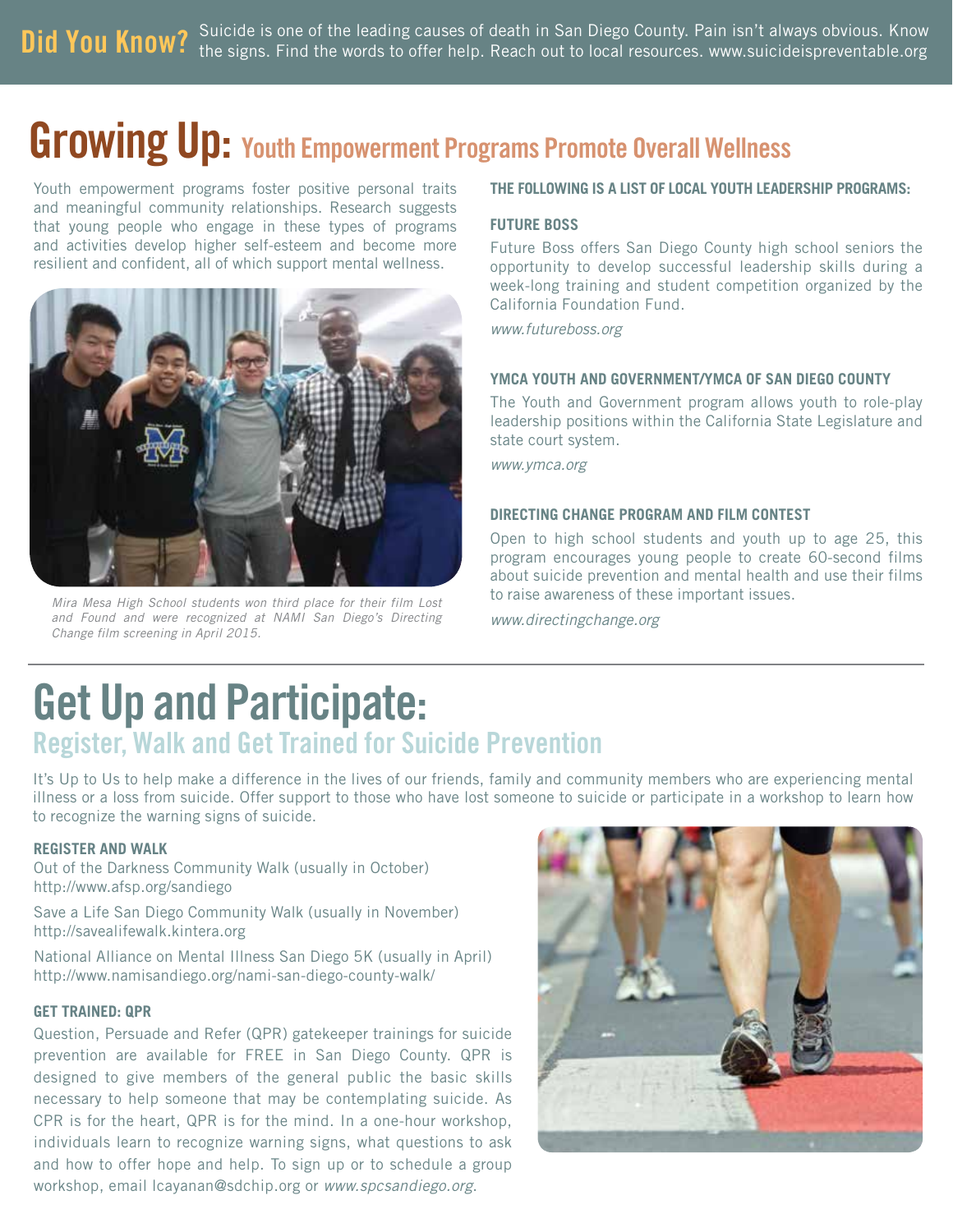**Did You Know?** Suicide is one of the leading causes of death in San Diego County. Pain isn't always obvious. Know the signs. Find the words to offer help. Reach out to local resources. www.suicideispreventable.org

# Growing Up: Youth Empowerment Programs Promote Overall Wellness

Youth empowerment programs foster positive personal traits and meaningful community relationships. Research suggests that young people who engage in these types of programs and activities develop higher self-esteem and become more resilient and confident, all of which support mental wellness.

*Mira Mesa High School students won third place for their film Lost and Found and were recognized at NAMI San Diego's Directing Change film screening in April 2015.*

**THE FOLLOWING IS A LIST OF LOCAL YOUTH LEADERSHIP PROGRAMS:**

**FUTURE BOSS**

Future Boss offers San Diego County high school seniors the opportunity to develop successful leadership skills during a week-long training and student competition organized by the California Foundation Fund.

*www.futureboss.org*

**YMCA YOUTH AND GOVERNMENT/YMCA OF SAN DIEGO COUNTY**

The Youth and Government program allows youth to role-play leadership positions within the California State Legislature and state court system.

*www.ymca.org*

**DIRECTING CHANGE PROGRAM AND FILM CONTEST**

Open to high school students and youth up to age 25, this program encourages young people to create 60-second films about suicide prevention and mental health and use their films to raise awareness of these important issues.

*www.directingchange.org*

# Get Up and Participate:

## Register, Walk and Get Trained for Suicide Prevention

It's Up to Us to help make a difference in the lives of our friends, family and community members who are experiencing mental illness or a loss from suicide. Offer support to those who have lost someone to suicide or participate in a workshop to learn how to recognize the warning signs of suicide.

**REGISTER AND WALK**

Out of the Darkness Community Walk (usually in October)
http://www.afsp.org/sandiego

Save a Life San Diego Community Walk (usually in November)
http://savealifewalk.kintera.org

National Alliance on Mental Illness San Diego 5K (usually in April)
http://www.namisandiego.org/nami-san-diego-county-walk/

**GET TRAINED: QPR**

Question, Persuade and Refer (QPR) gatekeeper trainings for suicide prevention are available for FREE in San Diego County. QPR is designed to give members of the general public the basic skills necessary to help someone that may be contemplating suicide. As CPR is for the heart, QPR is for the mind. In a one-hour workshop, individuals learn to recognize warning signs, what questions to ask and how to offer hope and help. To sign up or to schedule a group workshop, email lcayanan@sdchip.org or *www.spcsandiego.org*.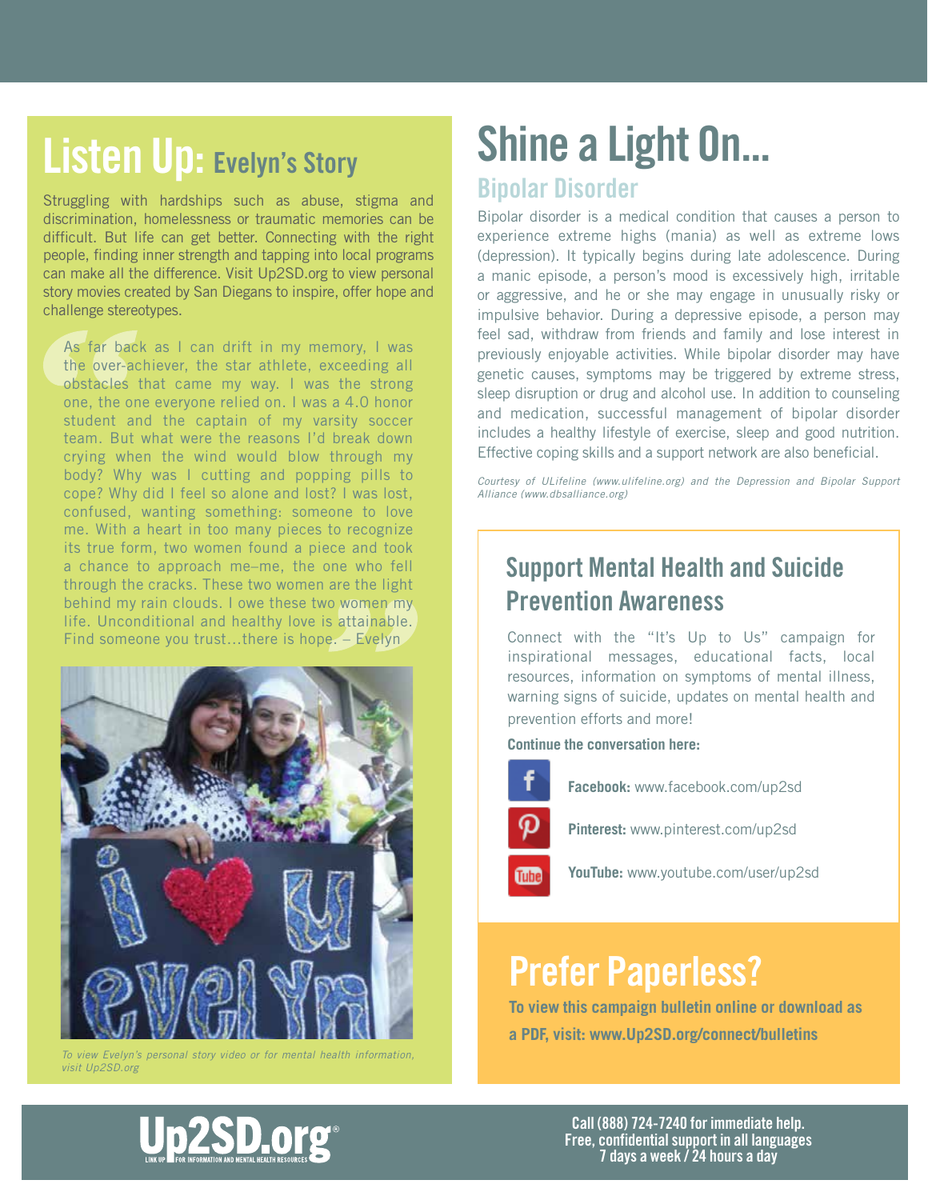# Listen Up: Evelyn's Story

Struggling with hardships such as abuse, stigma and discrimination, homelessness or traumatic memories can be difficult. But life can get better. Connecting with the right people, finding inner strength and tapping into local programs can make all the difference. Visit Up2SD.org to view personal story movies created by San Diegans to inspire, offer hope and challenge stereotypes.

> "As far back as I can drift in my memory, I was the over-achiever, the star athlete, exceeding all obstacles that came my way. I was the strong one, the one everyone relied on. I was a 4.0 honor student and the captain of my varsity soccer team. But what were the reasons I'd break down crying when the wind would blow through my body? Why was I cutting and popping pills to cope? Why did I feel so alone and lost? I was lost, confused, wanting something: someone to love me. With a heart in too many pieces to recognize its true form, two women found a piece and took a chance to approach me–me, the one who fell through the cracks. These two women are the light behind my rain clouds. I owe these two women my life. Unconditional and healthy love is attainable. Find someone you trust…there is hope. – Evelyn"

*To view Evelyn's personal story video or for mental health information, visit Up2SD.org*

# Shine a Light On...

## Bipolar Disorder

Bipolar disorder is a medical condition that causes a person to experience extreme highs (mania) as well as extreme lows (depression). It typically begins during late adolescence. During a manic episode, a person's mood is excessively high, irritable or aggressive, and he or she may engage in unusually risky or impulsive behavior. During a depressive episode, a person may feel sad, withdraw from friends and family and lose interest in previously enjoyable activities. While bipolar disorder may have genetic causes, symptoms may be triggered by extreme stress, sleep disruption or drug and alcohol use. In addition to counseling and medication, successful management of bipolar disorder includes a healthy lifestyle of exercise, sleep and good nutrition. Effective coping skills and a support network are also beneficial.

*Courtesy of ULifeline (www.ulifeline.org) and the Depression and Bipolar Support Alliance (www.dbsalliance.org)*

## Support Mental Health and Suicide Prevention Awareness

Connect with the "It's Up to Us" campaign for inspirational messages, educational facts, local resources, information on symptoms of mental illness, warning signs of suicide, updates on mental health and prevention efforts and more!

**Continue the conversation here:**

- **Facebook:** www.facebook.com/up2sd
- **Pinterest:** www.pinterest.com/up2sd
- **YouTube:** www.youtube.com/user/up2sd

## Prefer Paperless?

**To view this campaign bulletin online or download as a PDF, visit: www.Up2SD.org/connect/bulletins**

Up2SD.org® — LINK UP FOR INFORMATION AND MENTAL HEALTH RESOURCES

**Call (888) 724-7240 for immediate help.**
**Free, confidential support in all languages**
**7 days a week / 24 hours a day**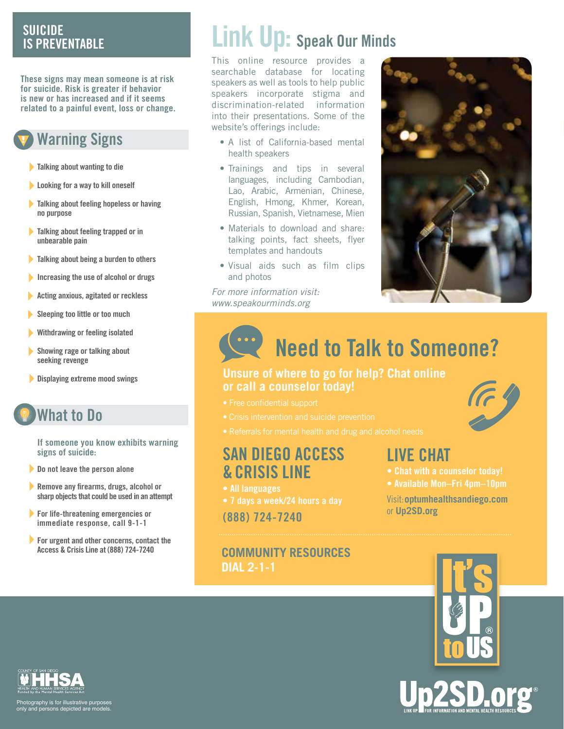## SUICIDE IS PREVENTABLE

**These signs may mean someone is at risk for suicide. Risk is greater if behavior is new or has increased and if it seems related to a painful event, loss or change.**

## Warning Signs

- Talking about wanting to die
- Looking for a way to kill oneself
- Talking about feeling hopeless or having no purpose
- Talking about feeling trapped or in unbearable pain
- Talking about being a burden to others
- Increasing the use of alcohol or drugs
- Acting anxious, agitated or reckless
- Sleeping too little or too much
- Withdrawing or feeling isolated
- Showing rage or talking about seeking revenge
- Displaying extreme mood swings

## What to Do

**If someone you know exhibits warning signs of suicide:**

- Do not leave the person alone
- Remove any firearms, drugs, alcohol or sharp objects that could be used in an attempt
- For life-threatening emergencies or immediate response, call 9-1-1
- For urgent and other concerns, contact the Access & Crisis Line at (888) 724-7240

# Link Up: Speak Our Minds

This online resource provides a searchable database for locating speakers as well as tools to help public speakers incorporate stigma and discrimination-related information into their presentations. Some of the website's offerings include:

- A list of California-based mental health speakers
- Trainings and tips in several languages, including Cambodian, Lao, Arabic, Armenian, Chinese, English, Hmong, Khmer, Korean, Russian, Spanish, Vietnamese, Mien
- Materials to download and share: talking points, fact sheets, flyer templates and handouts
- Visual aids such as film clips and photos

*For more information visit: www.speakourminds.org*

# Need to Talk to Someone?

**Unsure of where to go for help? Chat online or call a counselor today!**

- Free confidential support
- Crisis intervention and suicide prevention
- Referrals for mental health and drug and alcohol needs

## SAN DIEGO ACCESS & CRISIS LINE

- **All languages**
- **7 days a week/24 hours a day**

**(888) 724-7240**

## LIVE CHAT

- **Chat with a counselor today!**
- **Available Mon–Fri 4pm–10pm**

Visit: **optumhealthsandiego.com** or **Up2SD.org**

**COMMUNITY RESOURCES DIAL 2-1-1**

It's UP to US®

Up2SD.org®

LINK UP FOR INFORMATION AND MENTAL HEALTH RESOURCES

COUNTY OF SAN DIEGO HHSA HEALTH AND HUMAN SERVICES AGENCY Funded by the Mental Health Services Act

Photography is for illustrative purposes only and persons depicted are models.